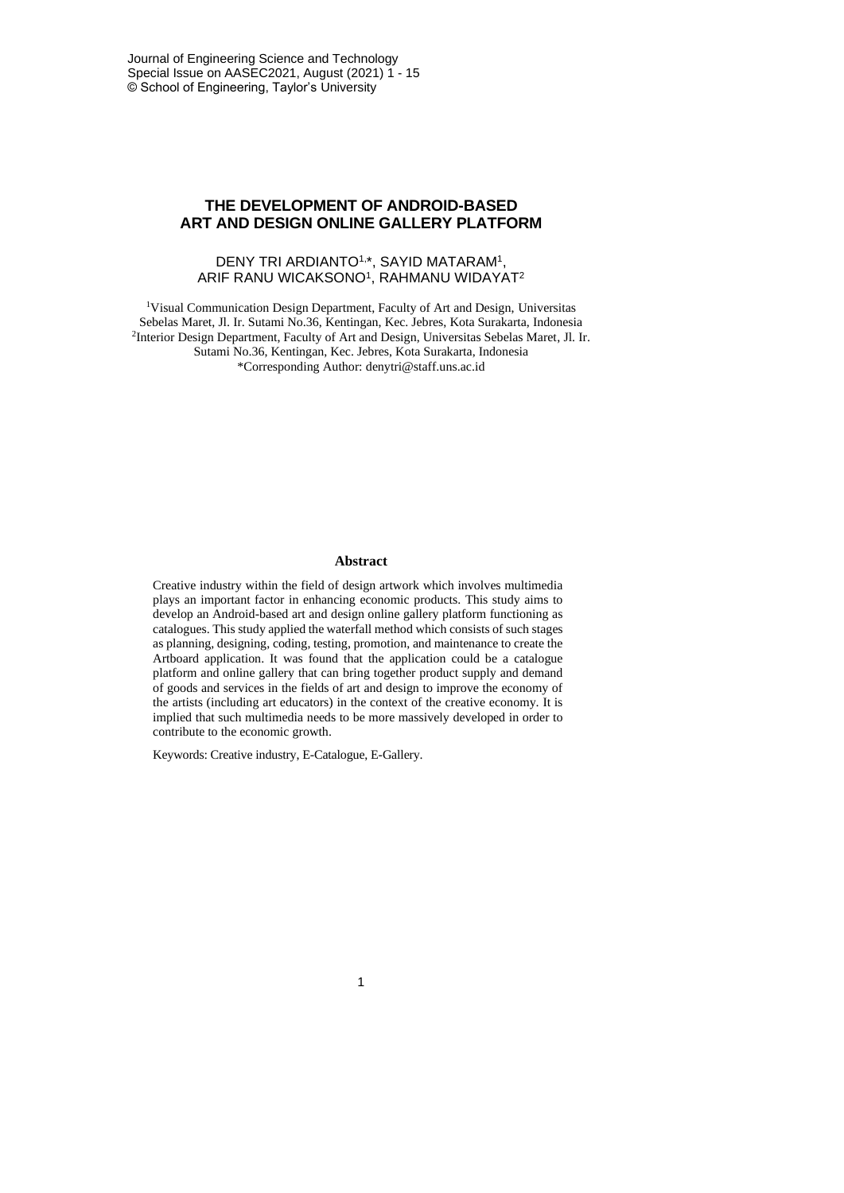# THE DEVELOPMENT OF ANDROID-BASED ART AND DESIGN ONLINE GALLERY PLATFORM

DENY TRI ARDIANTO[1,*], SAYID MATARAM[1], ARIF RANU WICAKSONO[1], RAHMANU WIDAYAT[2]

[1]Visual Communication Design Department, Faculty of Art and Design, Universitas Sebelas Maret, Jl. Ir. Sutami No.36, Kentingan, Kec. Jebres, Kota Surakarta, Indonesia

[2]Interior Design Department, Faculty of Art and Design, Universitas Sebelas Maret, Jl. Ir. Sutami No.36, Kentingan, Kec. Jebres, Kota Surakarta, Indonesia

*Corresponding Author: denytri@staff.uns.ac.id

## Abstract

Creative industry within the field of design artwork which involves multimedia plays an important factor in enhancing economic products. This study aims to develop an Android-based art and design online gallery platform functioning as catalogues. This study applied the waterfall method which consists of such stages as planning, designing, coding, testing, promotion, and maintenance to create the Artboard application. It was found that the application could be a catalogue platform and online gallery that can bring together product supply and demand of goods and services in the fields of art and design to improve the economy of the artists (including art educators) in the context of the creative economy. It is implied that such multimedia needs to be more massively developed in order to contribute to the economic growth.

Keywords: Creative industry, E-Catalogue, E-Gallery.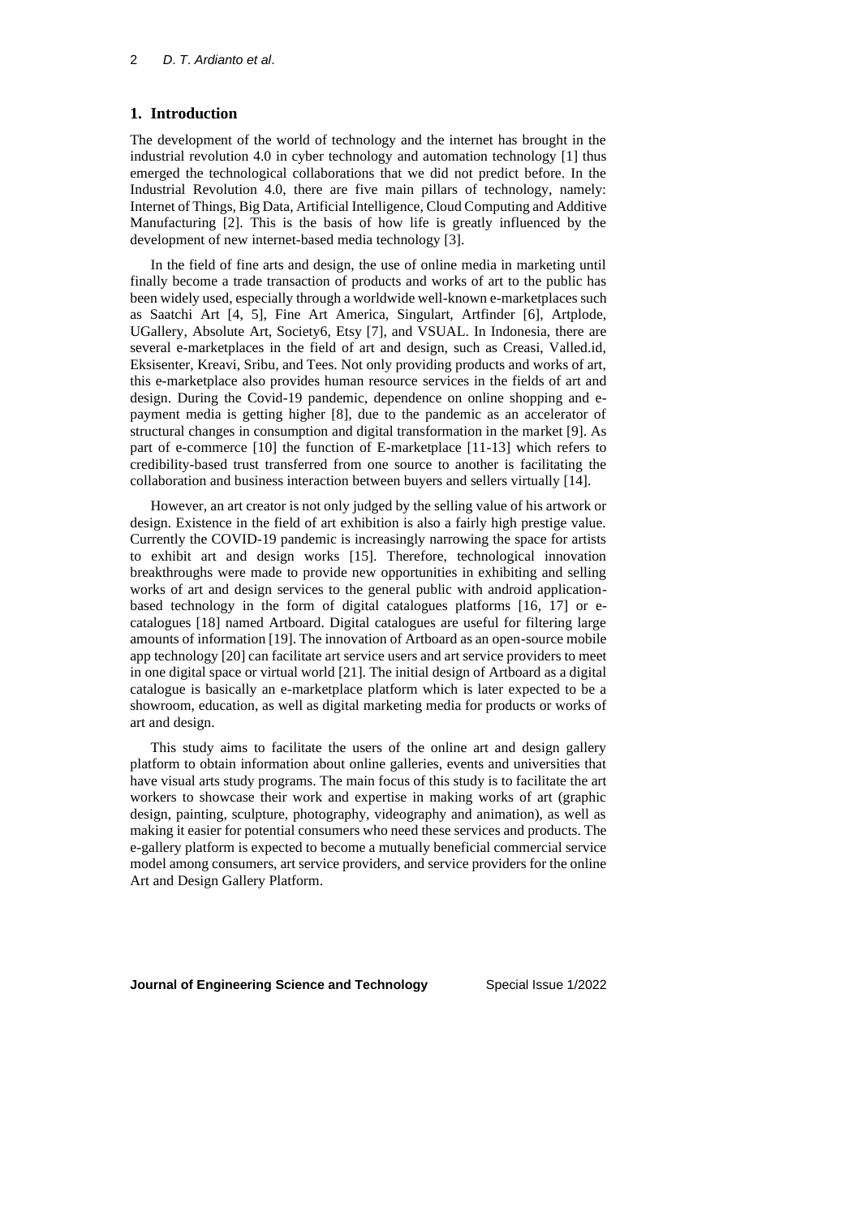## 1. Introduction

The development of the world of technology and the internet has brought in the industrial revolution 4.0 in cyber technology and automation technology [1] thus emerged the technological collaborations that we did not predict before. In the Industrial Revolution 4.0, there are five main pillars of technology, namely: Internet of Things, Big Data, Artificial Intelligence, Cloud Computing and Additive Manufacturing [2]. This is the basis of how life is greatly influenced by the development of new internet-based media technology [3].

In the field of fine arts and design, the use of online media in marketing until finally become a trade transaction of products and works of art to the public has been widely used, especially through a worldwide well-known e-marketplaces such as Saatchi Art [4, 5], Fine Art America, Singulart, Artfinder [6], Artplode, UGallery, Absolute Art, Society6, Etsy [7], and VSUAL. In Indonesia, there are several e-marketplaces in the field of art and design, such as Creasi, Valled.id, Eksisenter, Kreavi, Sribu, and Tees. Not only providing products and works of art, this e-marketplace also provides human resource services in the fields of art and design. During the Covid-19 pandemic, dependence on online shopping and e-payment media is getting higher [8], due to the pandemic as an accelerator of structural changes in consumption and digital transformation in the market [9]. As part of e-commerce [10] the function of E-marketplace [11-13] which refers to credibility-based trust transferred from one source to another is facilitating the collaboration and business interaction between buyers and sellers virtually [14].

However, an art creator is not only judged by the selling value of his artwork or design. Existence in the field of art exhibition is also a fairly high prestige value. Currently the COVID-19 pandemic is increasingly narrowing the space for artists to exhibit art and design works [15]. Therefore, technological innovation breakthroughs were made to provide new opportunities in exhibiting and selling works of art and design services to the general public with android application-based technology in the form of digital catalogues platforms [16, 17] or e-catalogues [18] named Artboard. Digital catalogues are useful for filtering large amounts of information [19]. The innovation of Artboard as an open-source mobile app technology [20] can facilitate art service users and art service providers to meet in one digital space or virtual world [21]. The initial design of Artboard as a digital catalogue is basically an e-marketplace platform which is later expected to be a showroom, education, as well as digital marketing media for products or works of art and design.

This study aims to facilitate the users of the online art and design gallery platform to obtain information about online galleries, events and universities that have visual arts study programs. The main focus of this study is to facilitate the art workers to showcase their work and expertise in making works of art (graphic design, painting, sculpture, photography, videography and animation), as well as making it easier for potential consumers who need these services and products. The e-gallery platform is expected to become a mutually beneficial commercial service model among consumers, art service providers, and service providers for the online Art and Design Gallery Platform.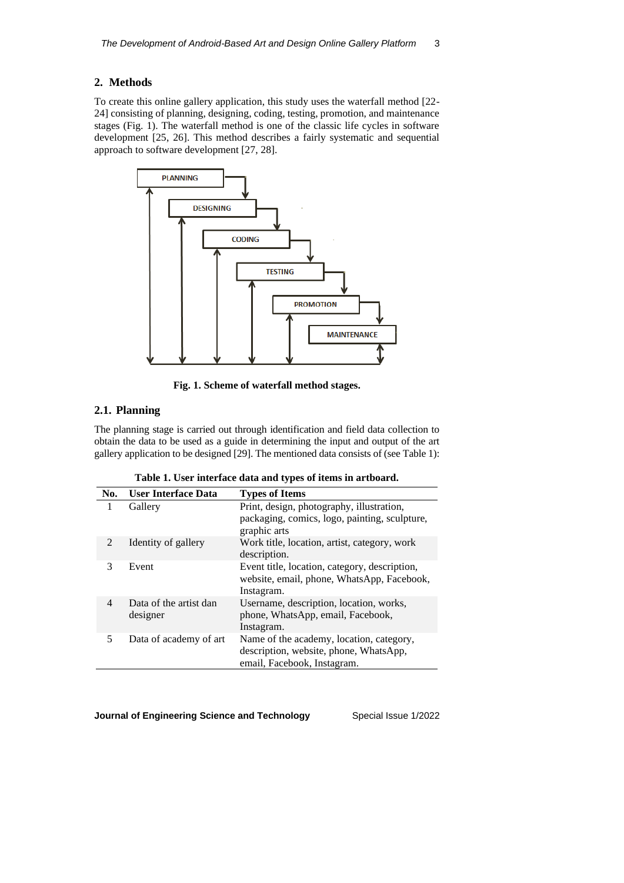## 2. Methods

To create this online gallery application, this study uses the waterfall method [22-24] consisting of planning, designing, coding, testing, promotion, and maintenance stages (Fig. 1). The waterfall method is one of the classic life cycles in software development [25, 26]. This method describes a fairly systematic and sequential approach to software development [27, 28].

**Fig. 1. Scheme of waterfall method stages.**

### 2.1. Planning

The planning stage is carried out through identification and field data collection to obtain the data to be used as a guide in determining the input and output of the art gallery application to be designed [29]. The mentioned data consists of (see Table 1):

**Table 1. User interface data and types of items in artboard.**

| No. | User Interface Data | Types of Items |
|---|---|---|
| 1 | Gallery | Print, design, photography, illustration, packaging, comics, logo, painting, sculpture, graphic arts |
| 2 | Identity of gallery | Work title, location, artist, category, work description. |
| 3 | Event | Event title, location, category, description, website, email, phone, WhatsApp, Facebook, Instagram. |
| 4 | Data of the artist dan designer | Username, description, location, works, phone, WhatsApp, email, Facebook, Instagram. |
| 5 | Data of academy of art | Name of the academy, location, category, description, website, phone, WhatsApp, email, Facebook, Instagram. |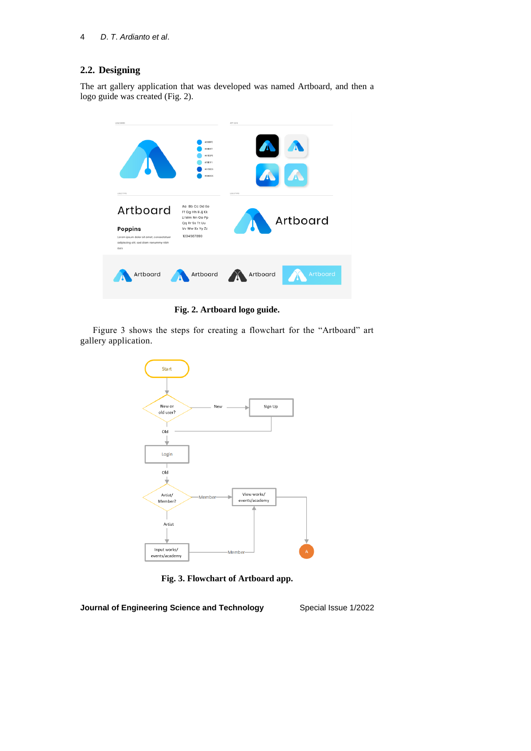## 2.2. Designing

The art gallery application that was developed was named Artboard, and then a logo guide was created (Fig. 2).

**Fig. 2. Artboard logo guide.**

Figure 3 shows the steps for creating a flowchart for the "Artboard" art gallery application.

**Fig. 3. Flowchart of Artboard app.**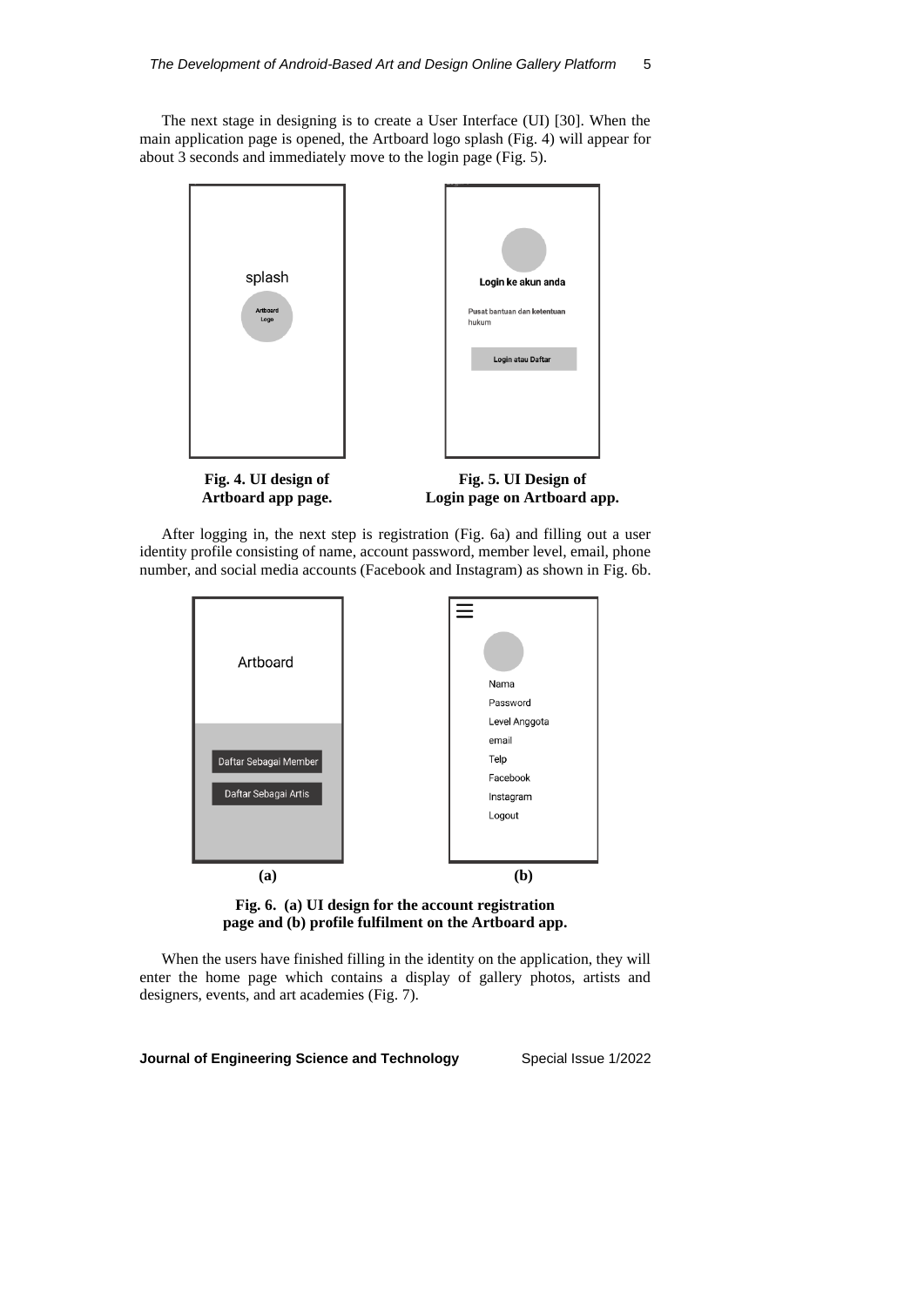The next stage in designing is to create a User Interface (UI) [30]. When the main application page is opened, the Artboard logo splash (Fig. 4) will appear for about 3 seconds and immediately move to the login page (Fig. 5).

**Fig. 4. UI design of Artboard app page.**

**Fig. 5. UI Design of Login page on Artboard app.**

After logging in, the next step is registration (Fig. 6a) and filling out a user identity profile consisting of name, account password, member level, email, phone number, and social media accounts (Facebook and Instagram) as shown in Fig. 6b.

**Fig. 6. (a) UI design for the account registration page and (b) profile fulfilment on the Artboard app.**

When the users have finished filling in the identity on the application, they will enter the home page which contains a display of gallery photos, artists and designers, events, and art academies (Fig. 7).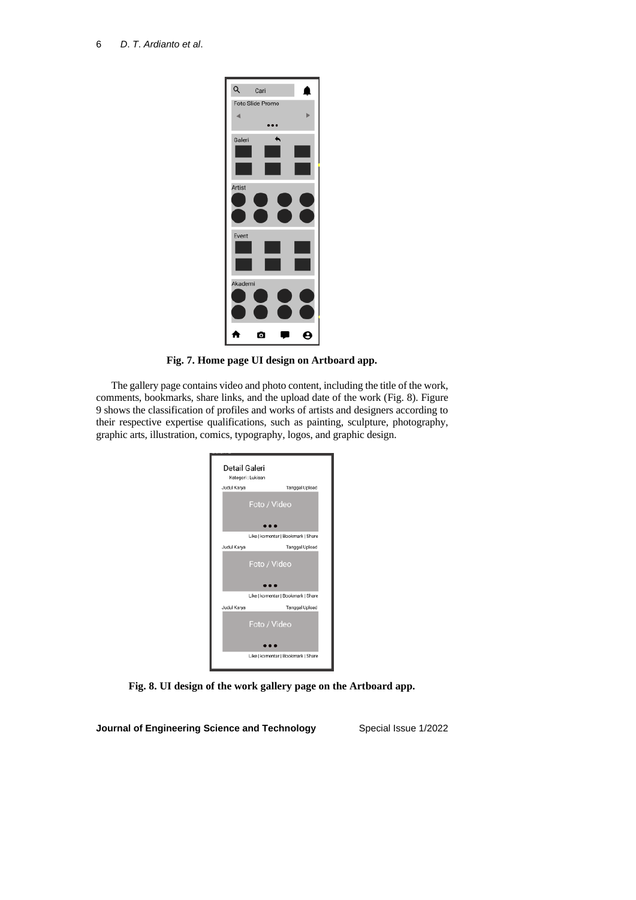**Fig. 7. Home page UI design on Artboard app.**

The gallery page contains video and photo content, including the title of the work, comments, bookmarks, share links, and the upload date of the work (Fig. 8). Figure 9 shows the classification of profiles and works of artists and designers according to their respective expertise qualifications, such as painting, sculpture, photography, graphic arts, illustration, comics, typography, logos, and graphic design.

**Fig. 8. UI design of the work gallery page on the Artboard app.**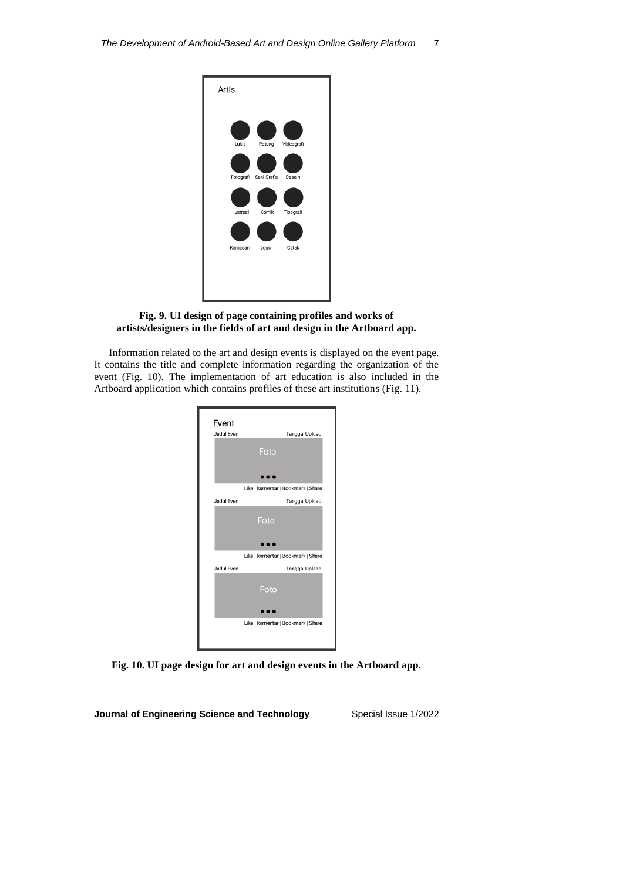Fig. 9. UI design of page containing profiles and works of artists/designers in the fields of art and design in the Artboard app.

Information related to the art and design events is displayed on the event page. It contains the title and complete information regarding the organization of the event (Fig. 10). The implementation of art education is also included in the Artboard application which contains profiles of these art institutions (Fig. 11).

Fig. 10. UI page design for art and design events in the Artboard app.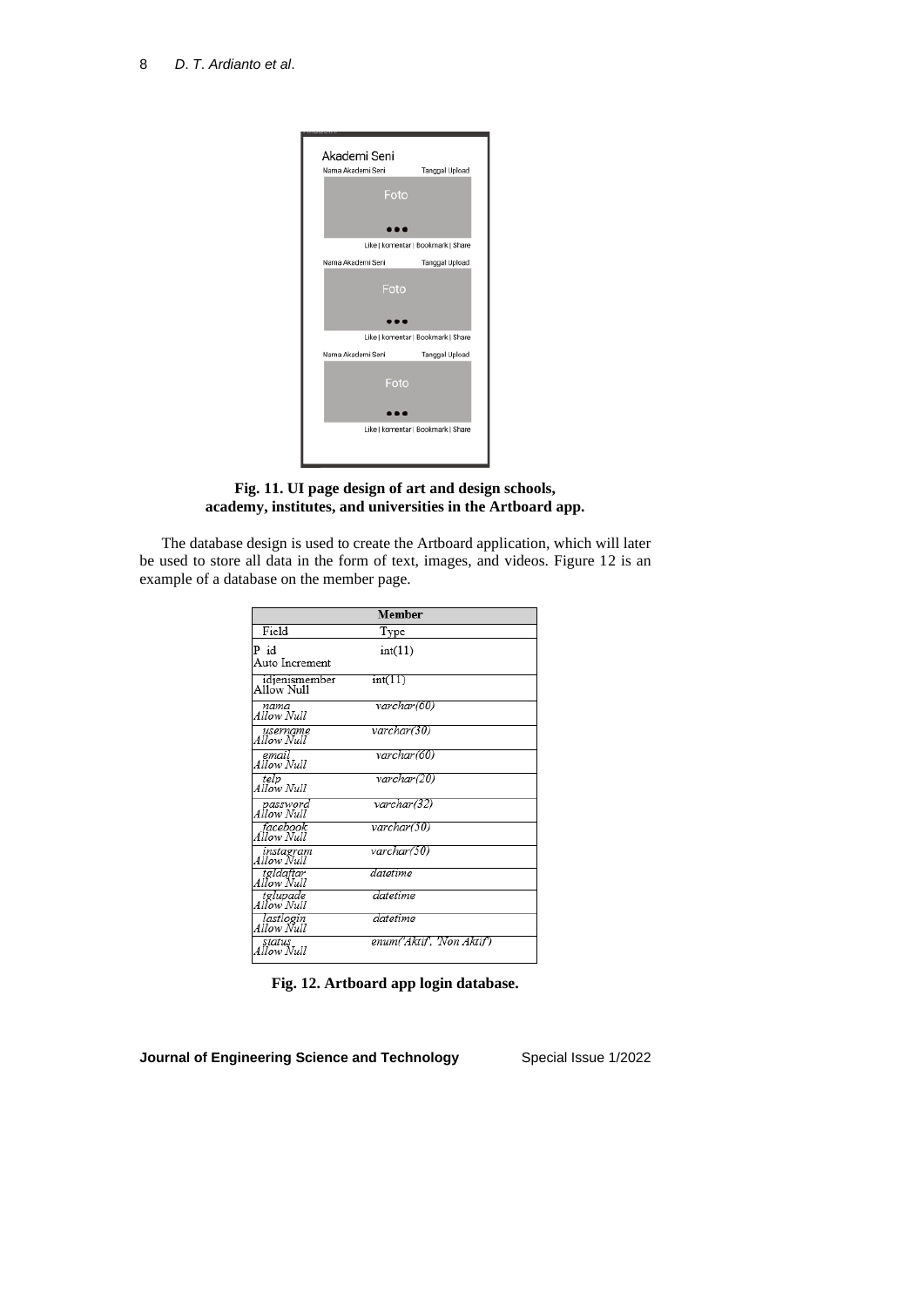**Fig. 11. UI page design of art and design schools, academy, institutes, and universities in the Artboard app.**

The database design is used to create the Artboard application, which will later be used to store all data in the form of text, images, and videos. Figure 12 is an example of a database on the member page.

| Member | |
|---|---|
| Field | Type |
| P id<br>Auto Increment | int(11) |
| idjenismember<br>Allow Null | int(11) |
| *nama*<br>*Allow Null* | *varchar(60)* |
| *username*<br>*Allow Null* | *varchar(30)* |
| *email*<br>*Allow Null* | *varchar(60)* |
| *telp*<br>*Allow Null* | *varchar(20)* |
| *password*<br>*Allow Null* | *varchar(32)* |
| *facebook*<br>*Allow Null* | *varchar(50)* |
| *instagram*<br>*Allow Null* | *varchar(50)* |
| *tgldaftar*<br>*Allow Null* | *datetime* |
| *tglupade*<br>*Allow Null* | *datetime* |
| *lastlogin*<br>*Allow Null* | *datetime* |
| *status*<br>*Allow Null* | *enum('Aktif', 'Non Aktif')* |

**Fig. 12. Artboard app login database.**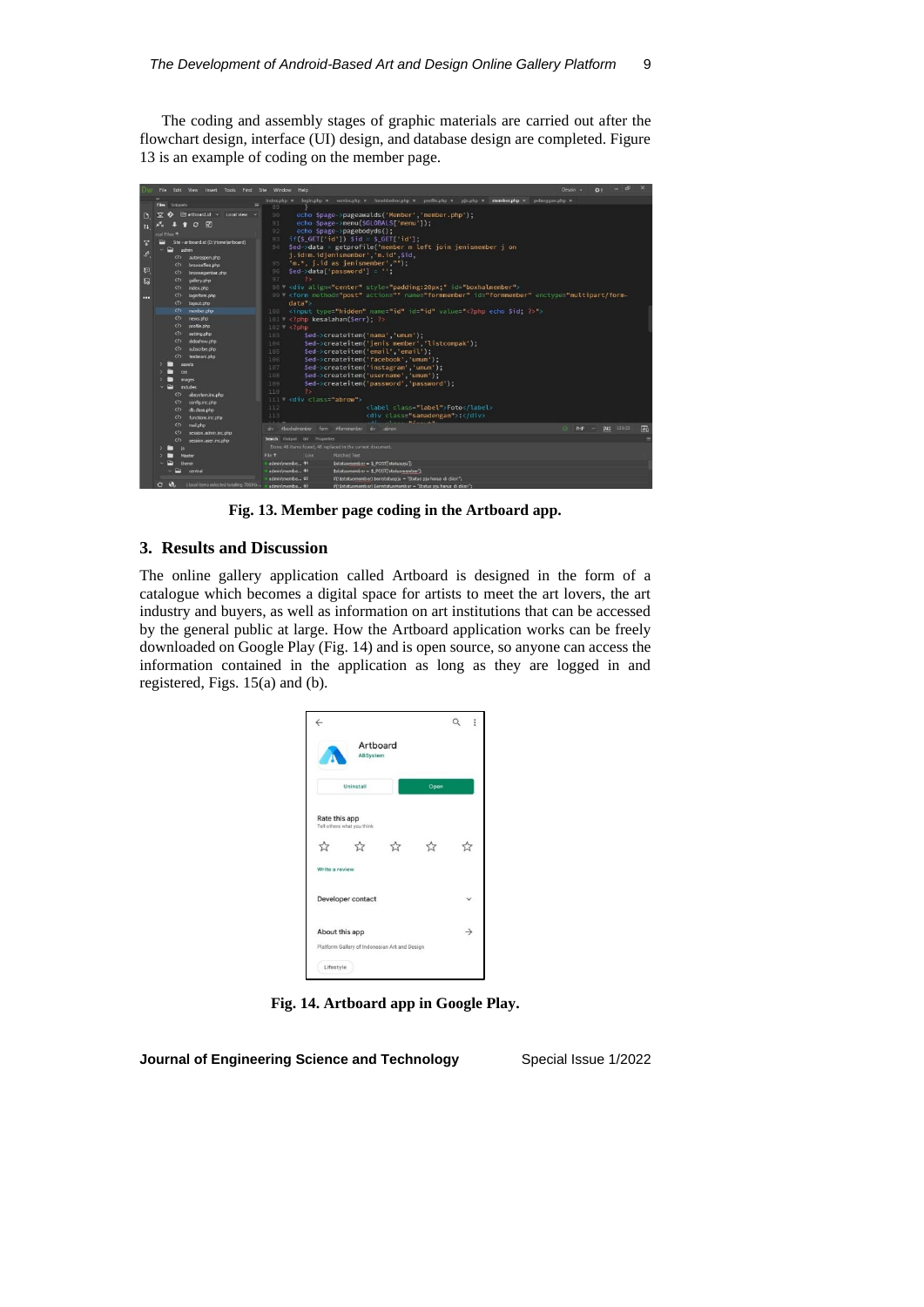The coding and assembly stages of graphic materials are carried out after the flowchart design, interface (UI) design, and database design are completed. Figure 13 is an example of coding on the member page.

**Fig. 13. Member page coding in the Artboard app.**

## 3. Results and Discussion

The online gallery application called Artboard is designed in the form of a catalogue which becomes a digital space for artists to meet the art lovers, the art industry and buyers, as well as information on art institutions that can be accessed by the general public at large. How the Artboard application works can be freely downloaded on Google Play (Fig. 14) and is open source, so anyone can access the information contained in the application as long as they are logged in and registered, Figs. 15(a) and (b).

**Fig. 14. Artboard app in Google Play.**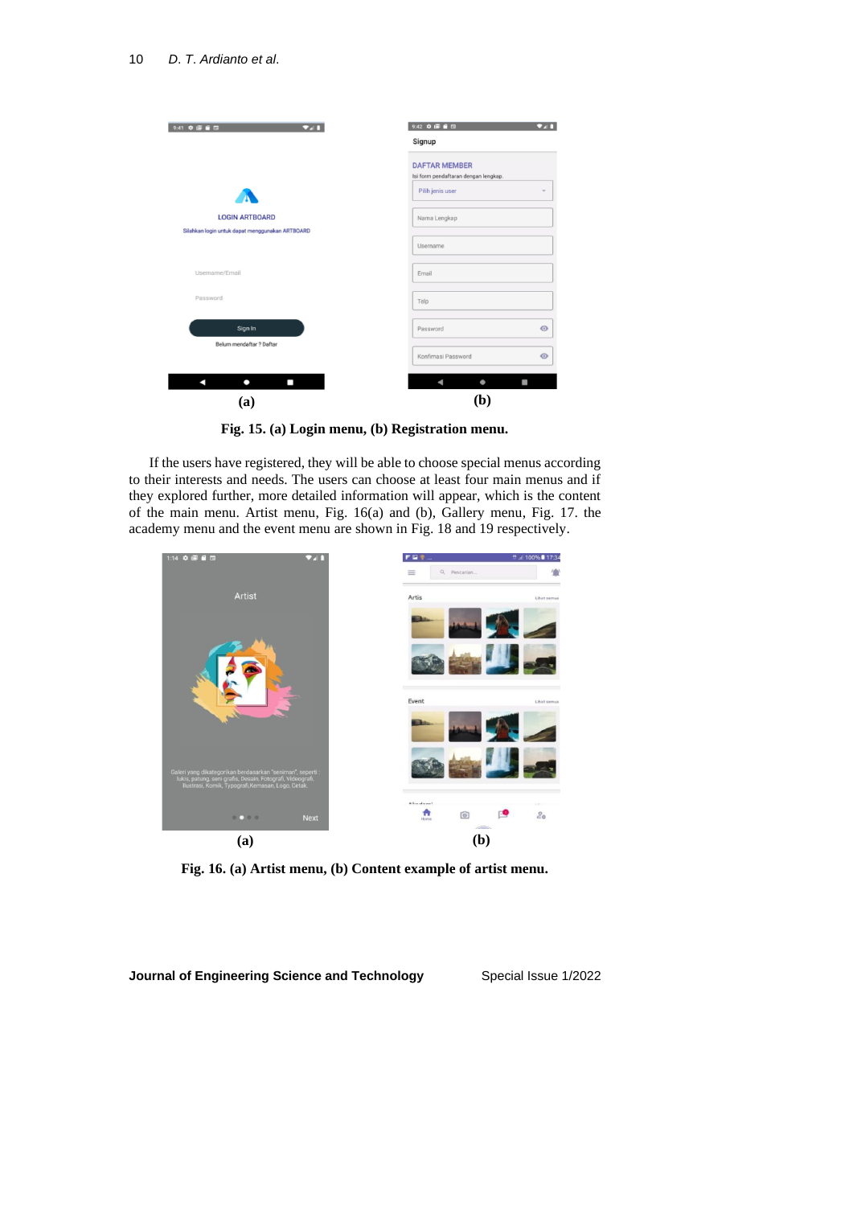**(a)** **(b)**

**Fig. 15. (a) Login menu, (b) Registration menu.**

If the users have registered, they will be able to choose special menus according to their interests and needs. The users can choose at least four main menus and if they explored further, more detailed information will appear, which is the content of the main menu. Artist menu, Fig. 16(a) and (b), Gallery menu, Fig. 17. the academy menu and the event menu are shown in Fig. 18 and 19 respectively.

**(a)** **(b)**

**Fig. 16. (a) Artist menu, (b) Content example of artist menu.**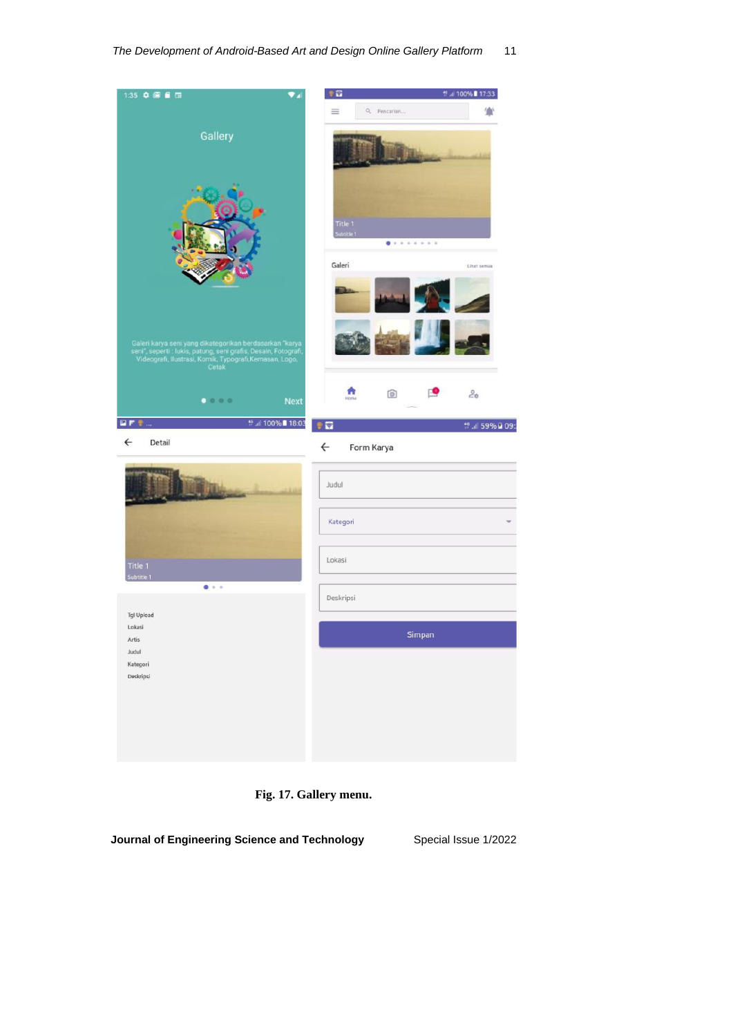Fig. 17. Gallery menu.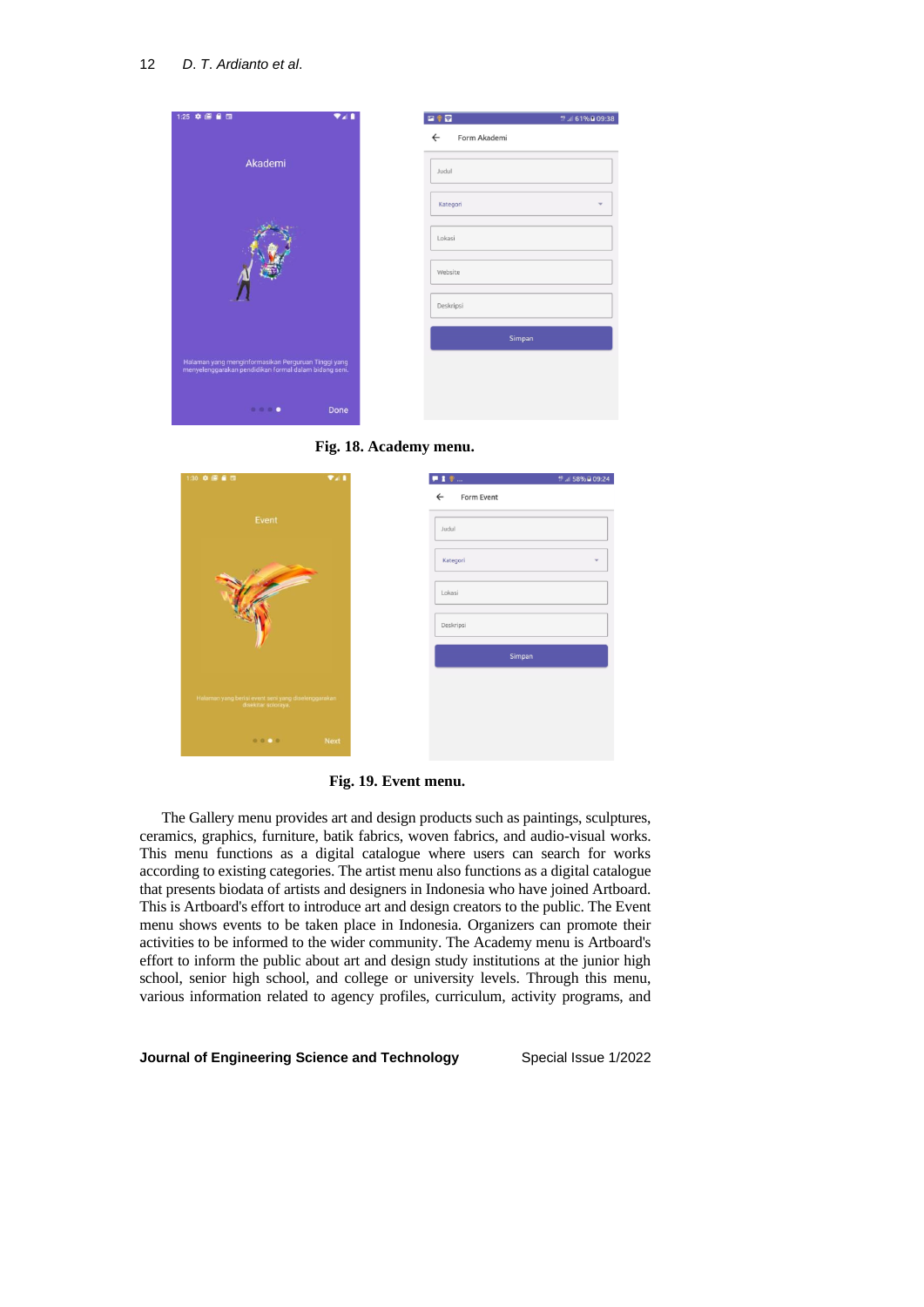**Fig. 18. Academy menu.**

**Fig. 19. Event menu.**

The Gallery menu provides art and design products such as paintings, sculptures, ceramics, graphics, furniture, batik fabrics, woven fabrics, and audio-visual works. This menu functions as a digital catalogue where users can search for works according to existing categories. The artist menu also functions as a digital catalogue that presents biodata of artists and designers in Indonesia who have joined Artboard. This is Artboard's effort to introduce art and design creators to the public. The Event menu shows events to be taken place in Indonesia. Organizers can promote their activities to be informed to the wider community. The Academy menu is Artboard's effort to inform the public about art and design study institutions at the junior high school, senior high school, and college or university levels. Through this menu, various information related to agency profiles, curriculum, activity programs, and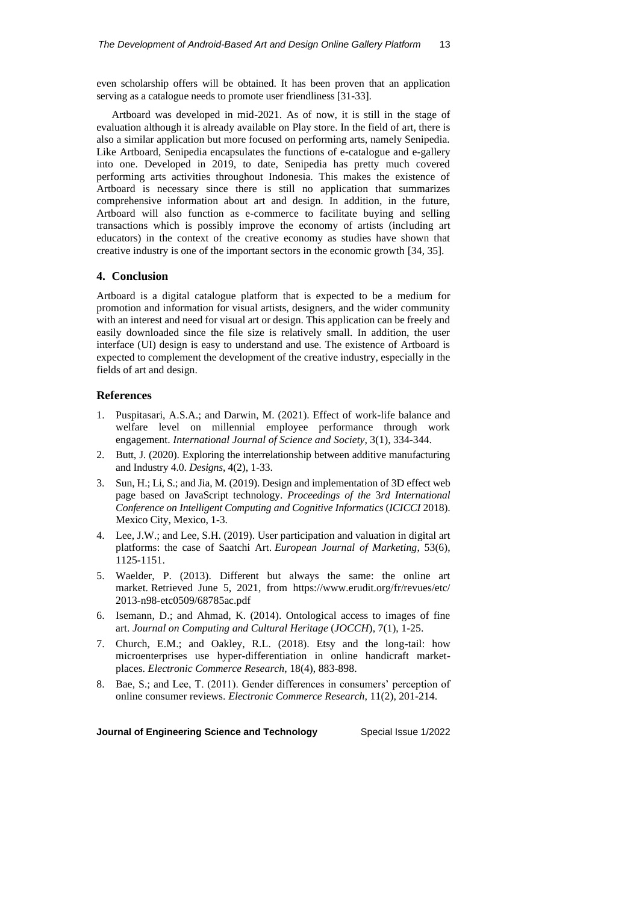even scholarship offers will be obtained. It has been proven that an application serving as a catalogue needs to promote user friendliness [31-33].

Artboard was developed in mid-2021. As of now, it is still in the stage of evaluation although it is already available on Play store. In the field of art, there is also a similar application but more focused on performing arts, namely Senipedia. Like Artboard, Senipedia encapsulates the functions of e-catalogue and e-gallery into one. Developed in 2019, to date, Senipedia has pretty much covered performing arts activities throughout Indonesia. This makes the existence of Artboard is necessary since there is still no application that summarizes comprehensive information about art and design. In addition, in the future, Artboard will also function as e-commerce to facilitate buying and selling transactions which is possibly improve the economy of artists (including art educators) in the context of the creative economy as studies have shown that creative industry is one of the important sectors in the economic growth [34, 35].

## 4. Conclusion

Artboard is a digital catalogue platform that is expected to be a medium for promotion and information for visual artists, designers, and the wider community with an interest and need for visual art or design. This application can be freely and easily downloaded since the file size is relatively small. In addition, the user interface (UI) design is easy to understand and use. The existence of Artboard is expected to complement the development of the creative industry, especially in the fields of art and design.

## References

1. Puspitasari, A.S.A.; and Darwin, M. (2021). Effect of work-life balance and welfare level on millennial employee performance through work engagement. *International Journal of Science and Society*, 3(1), 334-344.
2. Butt, J. (2020). Exploring the interrelationship between additive manufacturing and Industry 4.0. *Designs*, 4(2), 1-33.
3. Sun, H.; Li, S.; and Jia, M. (2019). Design and implementation of 3D effect web page based on JavaScript technology. *Proceedings of the 3rd International Conference on Intelligent Computing and Cognitive Informatics* (*ICICCI* 2018). Mexico City, Mexico, 1-3.
4. Lee, J.W.; and Lee, S.H. (2019). User participation and valuation in digital art platforms: the case of Saatchi Art. *European Journal of Marketing*, 53(6), 1125-1151.
5. Waelder, P. (2013). Different but always the same: the online art market. Retrieved June 5, 2021, from https://www.erudit.org/fr/revues/etc/2013-n98-etc0509/68785ac.pdf
6. Isemann, D.; and Ahmad, K. (2014). Ontological access to images of fine art. *Journal on Computing and Cultural Heritage* (*JOCCH*), 7(1), 1-25.
7. Church, E.M.; and Oakley, R.L. (2018). Etsy and the long-tail: how microenterprises use hyper-differentiation in online handicraft market-places. *Electronic Commerce Research*, 18(4), 883-898.
8. Bae, S.; and Lee, T. (2011). Gender differences in consumers' perception of online consumer reviews. *Electronic Commerce Research*, 11(2), 201-214.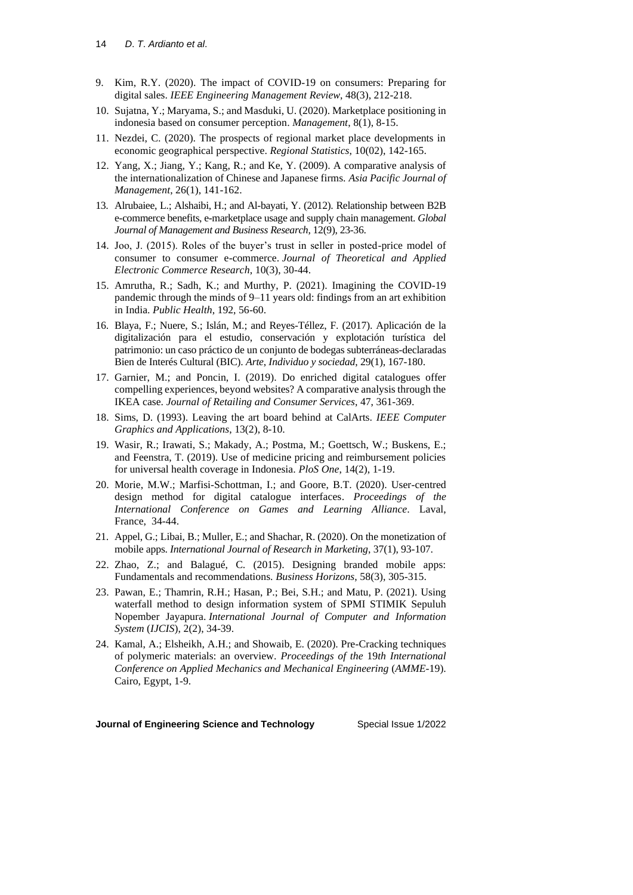9. Kim, R.Y. (2020). The impact of COVID-19 on consumers: Preparing for digital sales. *IEEE Engineering Management Review*, 48(3), 212-218.
10. Sujatna, Y.; Maryama, S.; and Masduki, U. (2020). Marketplace positioning in indonesia based on consumer perception. *Management*, 8(1), 8-15.
11. Nezdei, C. (2020). The prospects of regional market place developments in economic geographical perspective. *Regional Statistics*, 10(02), 142-165.
12. Yang, X.; Jiang, Y.; Kang, R.; and Ke, Y. (2009). A comparative analysis of the internationalization of Chinese and Japanese firms. *Asia Pacific Journal of Management*, 26(1), 141-162.
13. Alrubaiee, L.; Alshaibi, H.; and Al-bayati, Y. (2012). Relationship between B2B e-commerce benefits, e-marketplace usage and supply chain management. *Global Journal of Management and Business Research*, 12(9), 23-36.
14. Joo, J. (2015). Roles of the buyer's trust in seller in posted-price model of consumer to consumer e-commerce. *Journal of Theoretical and Applied Electronic Commerce Research*, 10(3), 30-44.
15. Amrutha, R.; Sadh, K.; and Murthy, P. (2021). Imagining the COVID-19 pandemic through the minds of 9–11 years old: findings from an art exhibition in India. *Public Health*, 192, 56-60.
16. Blaya, F.; Nuere, S.; Islán, M.; and Reyes-Téllez, F. (2017). Aplicación de la digitalización para el estudio, conservación y explotación turística del patrimonio: un caso práctico de un conjunto de bodegas subterráneas-declaradas Bien de Interés Cultural (BIC). *Arte, Individuo y sociedad*, 29(1), 167-180.
17. Garnier, M.; and Poncin, I. (2019). Do enriched digital catalogues offer compelling experiences, beyond websites? A comparative analysis through the IKEA case. *Journal of Retailing and Consumer Services*, 47, 361-369.
18. Sims, D. (1993). Leaving the art board behind at CalArts. *IEEE Computer Graphics and Applications*, 13(2), 8-10.
19. Wasir, R.; Irawati, S.; Makady, A.; Postma, M.; Goettsch, W.; Buskens, E.; and Feenstra, T. (2019). Use of medicine pricing and reimbursement policies for universal health coverage in Indonesia. *PloS One*, 14(2), 1-19.
20. Morie, M.W.; Marfisi-Schottman, I.; and Goore, B.T. (2020). User-centred design method for digital catalogue interfaces. *Proceedings of the International Conference on Games and Learning Alliance*. Laval, France, 34-44.
21. Appel, G.; Libai, B.; Muller, E.; and Shachar, R. (2020). On the monetization of mobile apps. *International Journal of Research in Marketing*, 37(1), 93-107.
22. Zhao, Z.; and Balagué, C. (2015). Designing branded mobile apps: Fundamentals and recommendations. *Business Horizons*, 58(3), 305-315.
23. Pawan, E.; Thamrin, R.H.; Hasan, P.; Bei, S.H.; and Matu, P. (2021). Using waterfall method to design information system of SPMI STIMIK Sepuluh Nopember Jayapura. *International Journal of Computer and Information System* (*IJCIS*), 2(2), 34-39.
24. Kamal, A.; Elsheikh, A.H.; and Showaib, E. (2020). Pre-Cracking techniques of polymeric materials: an overview. *Proceedings of the* 19*th International Conference on Applied Mechanics and Mechanical Engineering* (*AMME*-19). Cairo, Egypt, 1-9.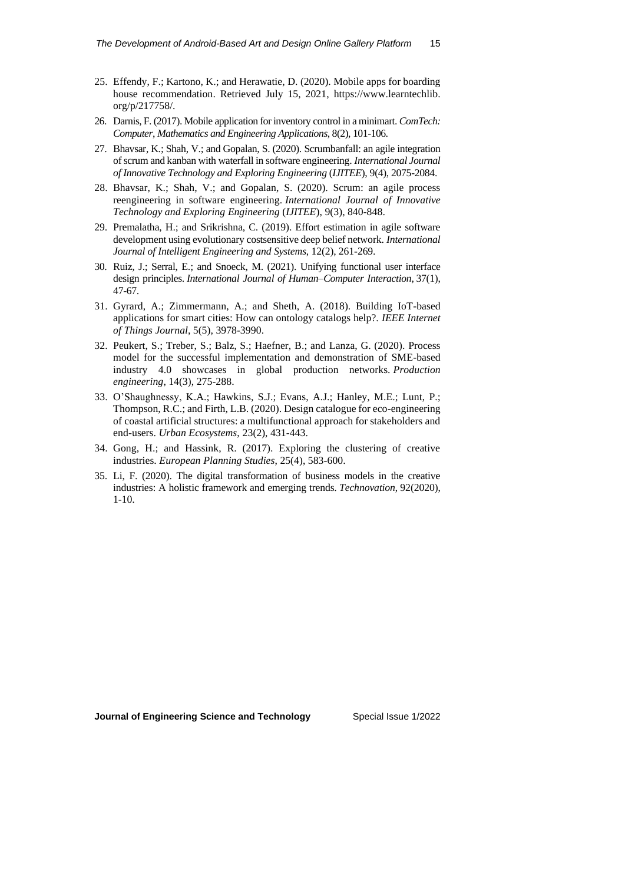25. Effendy, F.; Kartono, K.; and Herawatie, D. (2020). Mobile apps for boarding house recommendation. Retrieved July 15, 2021, https://www.learntechlib.org/p/217758/.
26. Darnis, F. (2017). Mobile application for inventory control in a minimart. *ComTech: Computer, Mathematics and Engineering Applications*, 8(2), 101-106.
27. Bhavsar, K.; Shah, V.; and Gopalan, S. (2020). Scrumbanfall: an agile integration of scrum and kanban with waterfall in software engineering. *International Journal of Innovative Technology and Exploring Engineering* (*IJITEE*), 9(4), 2075-2084.
28. Bhavsar, K.; Shah, V.; and Gopalan, S. (2020). Scrum: an agile process reengineering in software engineering. *International Journal of Innovative Technology and Exploring Engineering* (*IJITEE*), 9(3), 840-848.
29. Premalatha, H.; and Srikrishna, C. (2019). Effort estimation in agile software development using evolutionary costsensitive deep belief network. *International Journal of Intelligent Engineering and Systems*, 12(2), 261-269.
30. Ruiz, J.; Serral, E.; and Snoeck, M. (2021). Unifying functional user interface design principles. *International Journal of Human–Computer Interaction*, 37(1), 47-67.
31. Gyrard, A.; Zimmermann, A.; and Sheth, A. (2018). Building IoT-based applications for smart cities: How can ontology catalogs help?. *IEEE Internet of Things Journal*, 5(5), 3978-3990.
32. Peukert, S.; Treber, S.; Balz, S.; Haefner, B.; and Lanza, G. (2020). Process model for the successful implementation and demonstration of SME-based industry 4.0 showcases in global production networks. *Production engineering*, 14(3), 275-288.
33. O'Shaughnessy, K.A.; Hawkins, S.J.; Evans, A.J.; Hanley, M.E.; Lunt, P.; Thompson, R.C.; and Firth, L.B. (2020). Design catalogue for eco-engineering of coastal artificial structures: a multifunctional approach for stakeholders and end-users. *Urban Ecosystems*, 23(2), 431-443.
34. Gong, H.; and Hassink, R. (2017). Exploring the clustering of creative industries. *European Planning Studies*, 25(4), 583-600.
35. Li, F. (2020). The digital transformation of business models in the creative industries: A holistic framework and emerging trends. *Technovation*, 92(2020), 1-10.